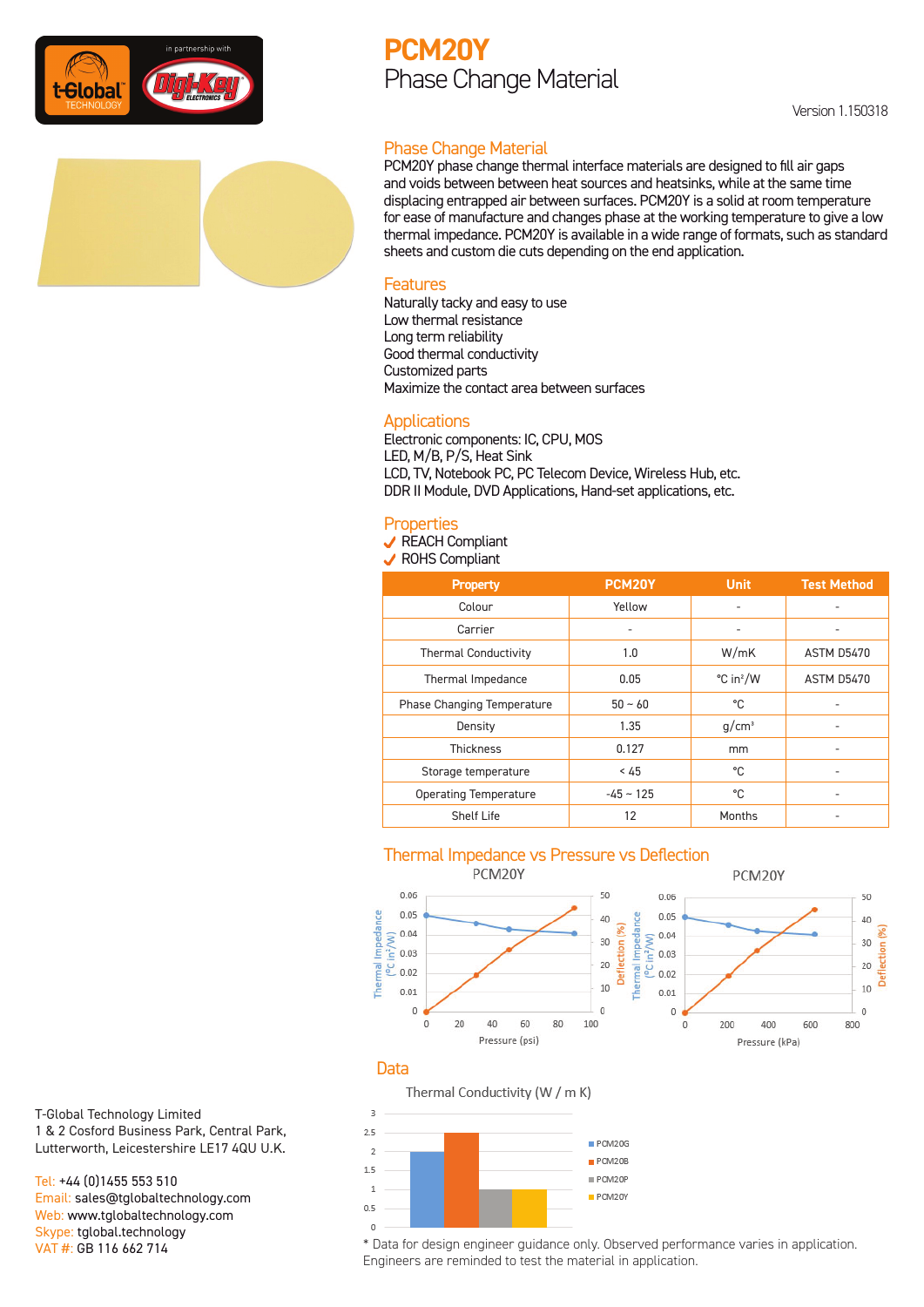# PCM20Y

## Phase Change Material

Version 1.150318

### Phase Change Material

PCM20Y phase change thermal interface materials are designed to fill air gaps and voids between between heat sources and heatsinks, while at the same time displacing entrapped air between surfaces. PCM20Y is a solid at room temperature for ease of manufacture and changes phase at the working temperature to give a low thermal impedance. PCM20Y is available in a wide range of formats, such as standard sheets and custom die cuts depending on the end application.

### Features

Naturally tacky and easy to use
Low thermal resistance
Long term reliability
Good thermal conductivity
Customized parts
Maximize the contact area between surfaces

### Applications

Electronic components: IC, CPU, MOS
LED, M/B, P/S, Heat Sink
LCD, TV, Notebook PC, PC Telecom Device, Wireless Hub, etc.
DDR II Module, DVD Applications, Hand-set applications, etc.

### Properties

- ✓ REACH Compliant
- ✓ ROHS Compliant

| Property | PCM20Y | Unit | Test Method |
|---|---|---|---|
| Colour | Yellow | - | - |
| Carrier | - | - | - |
| Thermal Conductivity | 1.0 | W/mK | ASTM D5470 |
| Thermal Impedance | 0.05 | °C in²/W | ASTM D5470 |
| Phase Changing Temperature | 50 ~ 60 | °C | - |
| Density | 1.35 | g/cm³ | - |
| Thickness | 0.127 | mm | - |
| Storage temperature | < 45 | °C | - |
| Operating Temperature | -45 ~ 125 | °C | - |
| Shelf Life | 12 | Months | - |

### Thermal Impedance vs Pressure vs Deflection

### Data

\* Data for design engineer guidance only. Observed performance varies in application. Engineers are reminded to test the material in application.

T-Global Technology Limited
1 & 2 Cosford Business Park, Central Park,
Lutterworth, Leicestershire LE17 4QU U.K.

Tel: +44 (0)1455 553 510
Email: sales@tglobaltechnology.com
Web: www.tglobaltechnology.com
Skype: tglobal.technology
VAT #: GB 116 662 714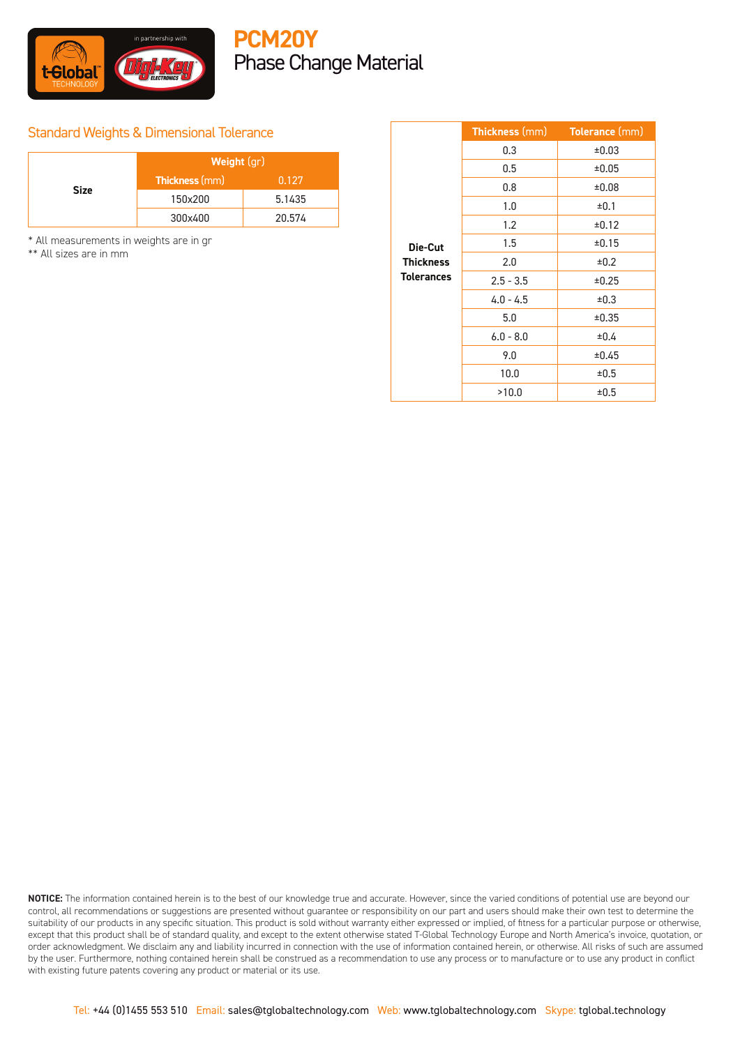# PCM20Y
## Phase Change Material

### Standard Weights & Dimensional Tolerance

| Size | Weight (gr) | |
|---|---|---|
| | Thickness (mm) | 0.127 |
| | 150x200 | 5.1435 |
| | 300x400 | 20.574 |

\* All measurements in weights are in gr
\*\* All sizes are in mm

| | Thickness (mm) | Tolerance (mm) |
|---|---|---|
| **Die-Cut Thickness Tolerances** | 0.3 | ±0.03 |
| | 0.5 | ±0.05 |
| | 0.8 | ±0.08 |
| | 1.0 | ±0.1 |
| | 1.2 | ±0.12 |
| | 1.5 | ±0.15 |
| | 2.0 | ±0.2 |
| | 2.5 - 3.5 | ±0.25 |
| | 4.0 - 4.5 | ±0.3 |
| | 5.0 | ±0.35 |
| | 6.0 - 8.0 | ±0.4 |
| | 9.0 | ±0.45 |
| | 10.0 | ±0.5 |
| | >10.0 | ±0.5 |

**NOTICE:** The information contained herein is to the best of our knowledge true and accurate. However, since the varied conditions of potential use are beyond our control, all recommendations or suggestions are presented without guarantee or responsibility on our part and users should make their own test to determine the suitability of our products in any specific situation. This product is sold without warranty either expressed or implied, of fitness for a particular purpose or otherwise, except that this product shall be of standard quality, and except to the extent otherwise stated T-Global Technology Europe and North America's invoice, quotation, or order acknowledgment. We disclaim any and liability incurred in connection with the use of information contained herein, or otherwise. All risks of such are assumed by the user. Furthermore, nothing contained herein shall be construed as a recommendation to use any process or to manufacture or to use any product in conflict with existing future patents covering any product or material or its use.

Tel: +44 (0)1455 553 510 Email: sales@tglobaltechnology.com Web: www.tglobaltechnology.com Skype: tglobal.technology